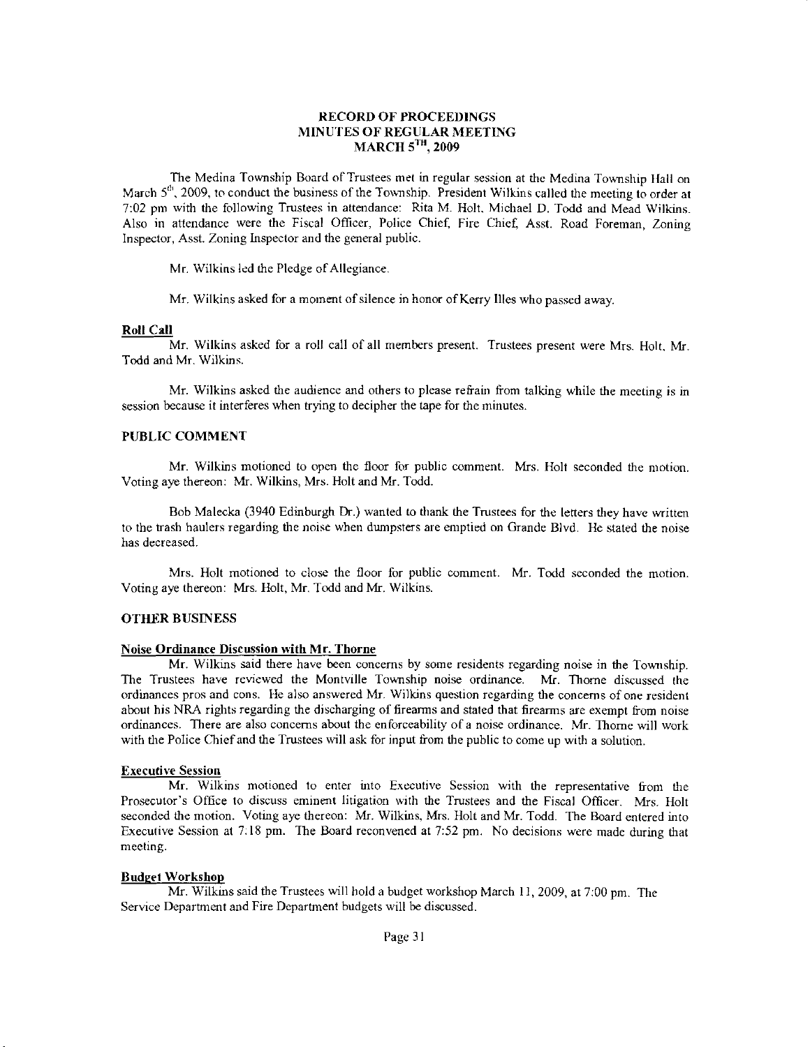**RECORD OF PROCEEDINGS**
**MINUTES OF REGULAR MEETING**
**MARCH 5TH, 2009**

The Medina Township Board of Trustees met in regular session at the Medina Township Hall on March 5th, 2009, to conduct the business of the Township. President Wilkins called the meeting to order at 7:02 pm with the following Trustees in attendance: Rita M. Holt, Michael D. Todd and Mead Wilkins. Also in attendance were the Fiscal Officer, Police Chief, Fire Chief, Asst. Road Foreman, Zoning Inspector, Asst. Zoning Inspector and the general public.

Mr. Wilkins led the Pledge of Allegiance.

Mr. Wilkins asked for a moment of silence in honor of Kerry Illes who passed away.

**Roll Call**

Mr. Wilkins asked for a roll call of all members present. Trustees present were Mrs. Holt, Mr. Todd and Mr. Wilkins.

Mr. Wilkins asked the audience and others to please refrain from talking while the meeting is in session because it interferes when trying to decipher the tape for the minutes.

**PUBLIC COMMENT**

Mr. Wilkins motioned to open the floor for public comment. Mrs. Holt seconded the motion. Voting aye thereon: Mr. Wilkins, Mrs. Holt and Mr. Todd.

Bob Malecka (3940 Edinburgh Dr.) wanted to thank the Trustees for the letters they have written to the trash haulers regarding the noise when dumpsters are emptied on Grande Blvd. He stated the noise has decreased.

Mrs. Holt motioned to close the floor for public comment. Mr. Todd seconded the motion. Voting aye thereon: Mrs. Holt, Mr. Todd and Mr. Wilkins.

**OTHER BUSINESS**

**Noise Ordinance Discussion with Mr. Thorne**

Mr. Wilkins said there have been concerns by some residents regarding noise in the Township. The Trustees have reviewed the Montville Township noise ordinance. Mr. Thorne discussed the ordinances pros and cons. He also answered Mr. Wilkins question regarding the concerns of one resident about his NRA rights regarding the discharging of firearms and stated that firearms are exempt from noise ordinances. There are also concerns about the enforceability of a noise ordinance. Mr. Thorne will work with the Police Chief and the Trustees will ask for input from the public to come up with a solution.

**Executive Session**

Mr. Wilkins motioned to enter into Executive Session with the representative from the Prosecutor's Office to discuss eminent litigation with the Trustees and the Fiscal Officer. Mrs. Holt seconded the motion. Voting aye thereon: Mr. Wilkins, Mrs. Holt and Mr. Todd. The Board entered into Executive Session at 7:18 pm. The Board reconvened at 7:52 pm. No decisions were made during that meeting.

**Budget Workshop**

Mr. Wilkins said the Trustees will hold a budget workshop March 11, 2009, at 7:00 pm. The Service Department and Fire Department budgets will be discussed.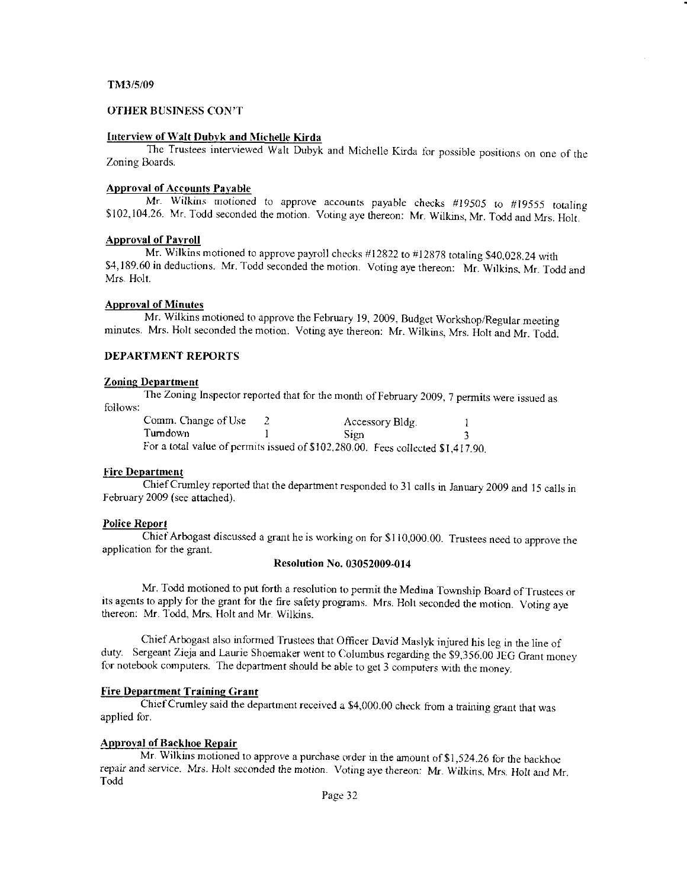TM3/5/09

## OTHER BUSINESS CON'T

### Interview of Walt Dubyk and Michelle Kirda

The Trustees interviewed Walt Dubyk and Michelle Kirda for possible positions on one of the Zoning Boards.

### Approval of Accounts Payable

Mr. Wilkins motioned to approve accounts payable checks #19505 to #19555 totaling $102,104.26. Mr. Todd seconded the motion. Voting aye thereon: Mr. Wilkins, Mr. Todd and Mrs. Holt.

### Approval of Payroll

Mr. Wilkins motioned to approve payroll checks #12822 to #12878 totaling $40,028.24 with $4,189.60 in deductions. Mr. Todd seconded the motion. Voting aye thereon: Mr. Wilkins, Mr. Todd and Mrs. Holt.

### Approval of Minutes

Mr. Wilkins motioned to approve the February 19, 2009, Budget Workshop/Regular meeting minutes. Mrs. Holt seconded the motion. Voting aye thereon: Mr. Wilkins, Mrs. Holt and Mr. Todd.

## DEPARTMENT REPORTS

### Zoning Department

The Zoning Inspector reported that for the month of February 2009, 7 permits were issued as follows:

| | | | |
|---|---|---|---|
| Comm. Change of Use | 2 | Accessory Bldg. | 1 |
| Turndown | 1 | Sign | 3 |

For a total value of permits issued of $102,280.00. Fees collected $1,417.90.

### Fire Department

Chief Crumley reported that the department responded to 31 calls in January 2009 and 15 calls in February 2009 (see attached).

### Police Report

Chief Arbogast discussed a grant he is working on for $110,000.00. Trustees need to approve the application for the grant.

**Resolution No. 03052009-014**

Mr. Todd motioned to put forth a resolution to permit the Medina Township Board of Trustees or its agents to apply for the grant for the fire safety programs. Mrs. Holt seconded the motion. Voting aye thereon: Mr. Todd, Mrs. Holt and Mr. Wilkins.

Chief Arbogast also informed Trustees that Officer David Maslyk injured his leg in the line of duty. Sergeant Zieja and Laurie Shoemaker went to Columbus regarding the $9,356.00 JEG Grant money for notebook computers. The department should be able to get 3 computers with the money.

### Fire Department Training Grant

Chief Crumley said the department received a $4,000.00 check from a training grant that was applied for.

### Approval of Backhoe Repair

Mr. Wilkins motioned to approve a purchase order in the amount of $1,524.26 for the backhoe repair and service. Mrs. Holt seconded the motion. Voting aye thereon: Mr. Wilkins, Mrs. Holt and Mr. Todd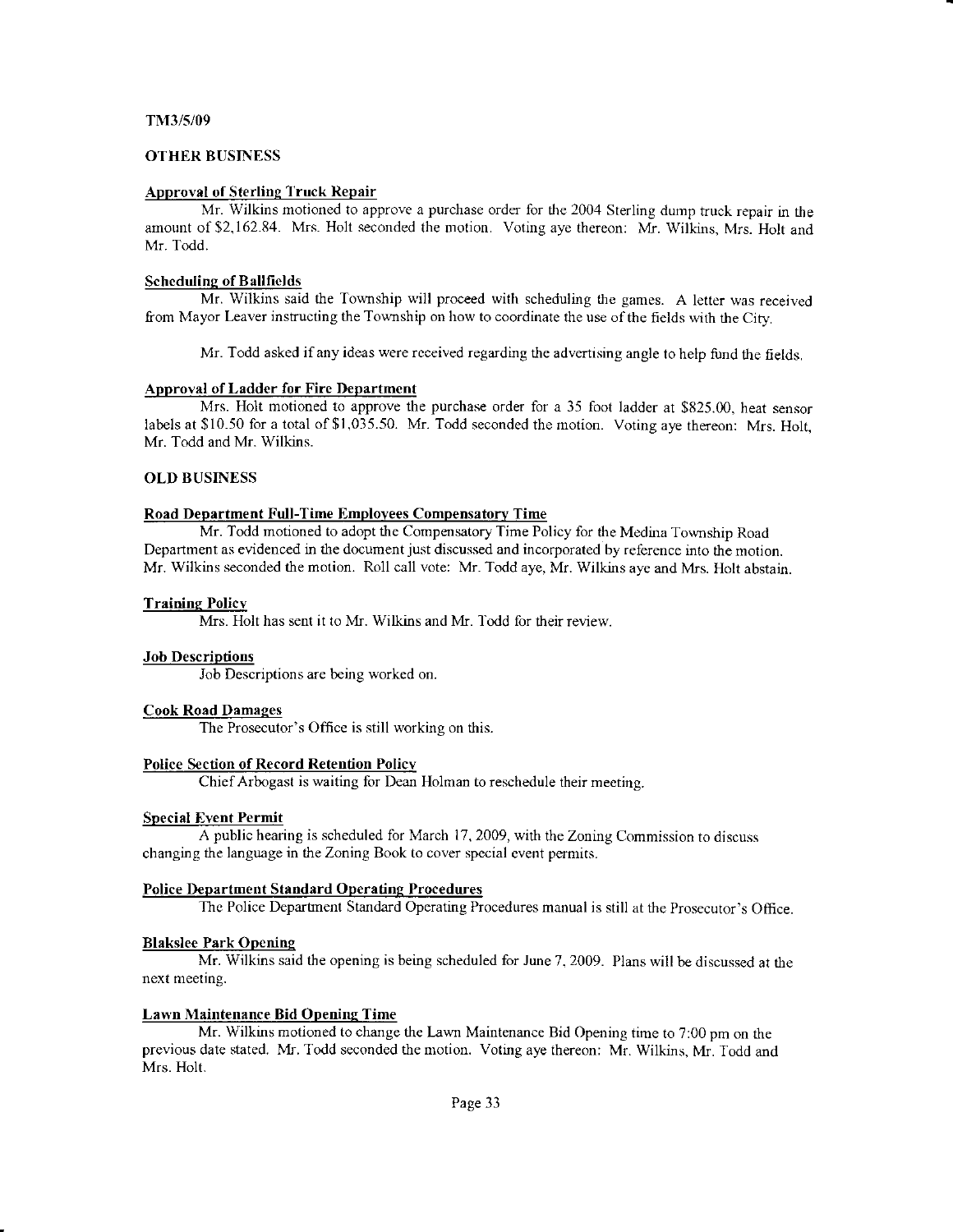TM3/5/09

## OTHER BUSINESS

### Approval of Sterling Truck Repair

Mr. Wilkins motioned to approve a purchase order for the 2004 Sterling dump truck repair in the amount of $2,162.84. Mrs. Holt seconded the motion. Voting aye thereon: Mr. Wilkins, Mrs. Holt and Mr. Todd.

### Scheduling of Ballfields

Mr. Wilkins said the Township will proceed with scheduling the games. A letter was received from Mayor Leaver instructing the Township on how to coordinate the use of the fields with the City.

Mr. Todd asked if any ideas were received regarding the advertising angle to help fund the fields.

### Approval of Ladder for Fire Department

Mrs. Holt motioned to approve the purchase order for a 35 foot ladder at $825.00, heat sensor labels at $10.50 for a total of $1,035.50. Mr. Todd seconded the motion. Voting aye thereon: Mrs. Holt, Mr. Todd and Mr. Wilkins.

## OLD BUSINESS

### Road Department Full-Time Employees Compensatory Time

Mr. Todd motioned to adopt the Compensatory Time Policy for the Medina Township Road Department as evidenced in the document just discussed and incorporated by reference into the motion. Mr. Wilkins seconded the motion. Roll call vote: Mr. Todd aye, Mr. Wilkins aye and Mrs. Holt abstain.

### Training Policy

Mrs. Holt has sent it to Mr. Wilkins and Mr. Todd for their review.

### Job Descriptions

Job Descriptions are being worked on.

### Cook Road Damages

The Prosecutor's Office is still working on this.

### Police Section of Record Retention Policy

Chief Arbogast is waiting for Dean Holman to reschedule their meeting.

### Special Event Permit

A public hearing is scheduled for March 17, 2009, with the Zoning Commission to discuss changing the language in the Zoning Book to cover special event permits.

### Police Department Standard Operating Procedures

The Police Department Standard Operating Procedures manual is still at the Prosecutor's Office.

### Blakslee Park Opening

Mr. Wilkins said the opening is being scheduled for June 7, 2009. Plans will be discussed at the next meeting.

### Lawn Maintenance Bid Opening Time

Mr. Wilkins motioned to change the Lawn Maintenance Bid Opening time to 7:00 pm on the previous date stated. Mr. Todd seconded the motion. Voting aye thereon: Mr. Wilkins, Mr. Todd and Mrs. Holt.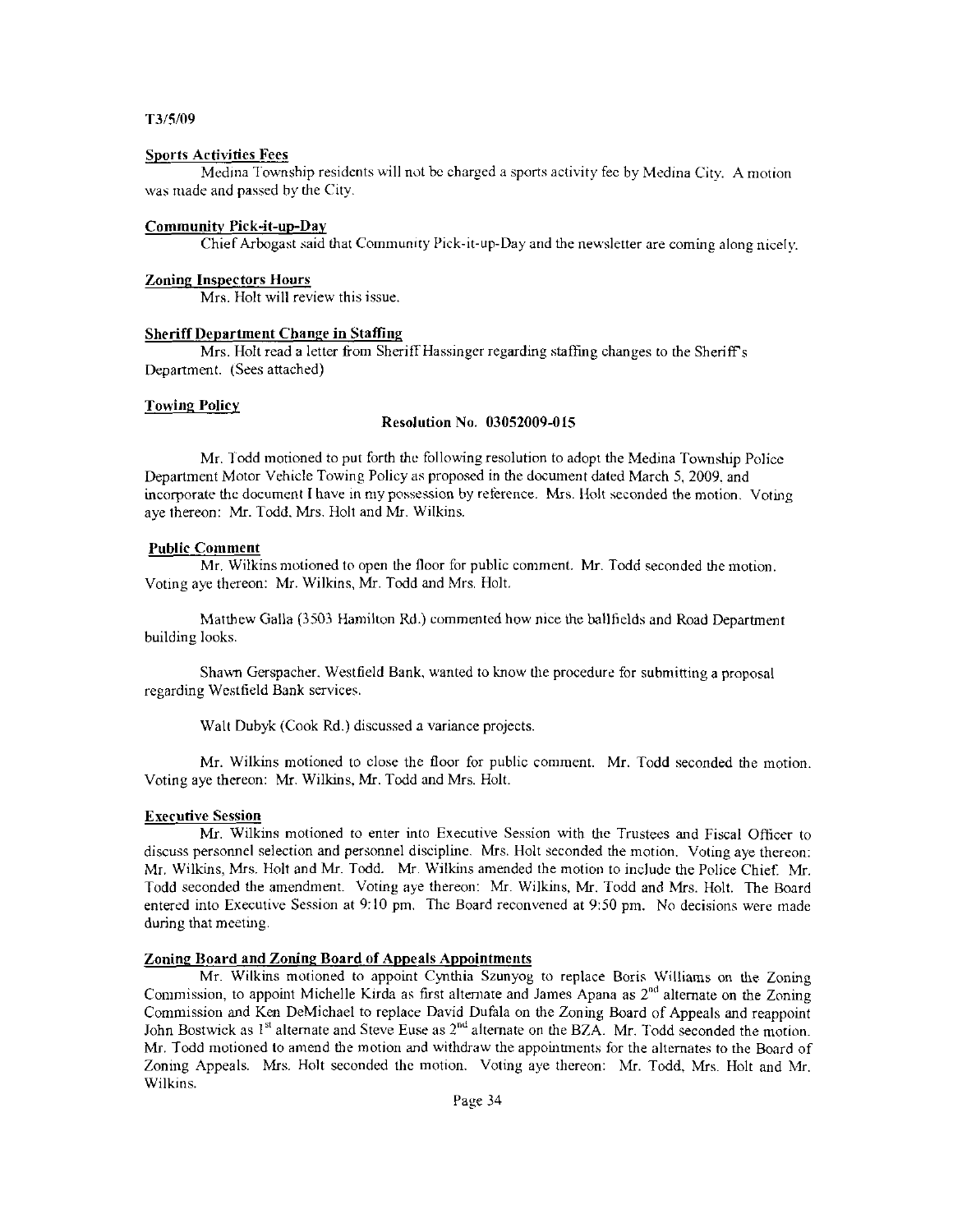T3/5/09

**Sports Activities Fees**

Medina Township residents will not be charged a sports activity fee by Medina City. A motion was made and passed by the City.

**Community Pick-it-up-Day**

Chief Arbogast said that Community Pick-it-up-Day and the newsletter are coming along nicely.

**Zoning Inspectors Hours**

Mrs. Holt will review this issue.

**Sheriff Department Change in Staffing**

Mrs. Holt read a letter from Sheriff Hassinger regarding staffing changes to the Sheriff's Department. (Sees attached)

**Towing Policy**

**Resolution No. 03052009-015**

Mr. Todd motioned to put forth the following resolution to adopt the Medina Township Police Department Motor Vehicle Towing Policy as proposed in the document dated March 5, 2009, and incorporate the document I have in my possession by reference. Mrs. Holt seconded the motion. Voting aye thereon: Mr. Todd, Mrs. Holt and Mr. Wilkins.

**Public Comment**

Mr. Wilkins motioned to open the floor for public comment. Mr. Todd seconded the motion. Voting aye thereon: Mr. Wilkins, Mr. Todd and Mrs. Holt.

Matthew Galla (3503 Hamilton Rd.) commented how nice the ballfields and Road Department building looks.

Shawn Gerspacher, Westfield Bank, wanted to know the procedure for submitting a proposal regarding Westfield Bank services.

Walt Dubyk (Cook Rd.) discussed a variance projects.

Mr. Wilkins motioned to close the floor for public comment. Mr. Todd seconded the motion. Voting aye thereon: Mr. Wilkins, Mr. Todd and Mrs. Holt.

**Executive Session**

Mr. Wilkins motioned to enter into Executive Session with the Trustees and Fiscal Officer to discuss personnel selection and personnel discipline. Mrs. Holt seconded the motion. Voting aye thereon: Mr. Wilkins, Mrs. Holt and Mr. Todd. Mr. Wilkins amended the motion to include the Police Chief. Mr. Todd seconded the amendment. Voting aye thereon: Mr. Wilkins, Mr. Todd and Mrs. Holt. The Board entered into Executive Session at 9:10 pm. The Board reconvened at 9:50 pm. No decisions were made during that meeting.

**Zoning Board and Zoning Board of Appeals Appointments**

Mr. Wilkins motioned to appoint Cynthia Szunyog to replace Boris Williams on the Zoning Commission, to appoint Michelle Kirda as first alternate and James Apana as 2nd alternate on the Zoning Commission and Ken DeMichael to replace David Dufala on the Zoning Board of Appeals and reappoint John Bostwick as 1st alternate and Steve Euse as 2nd alternate on the BZA. Mr. Todd seconded the motion. Mr. Todd motioned to amend the motion and withdraw the appointments for the alternates to the Board of Zoning Appeals. Mrs. Holt seconded the motion. Voting aye thereon: Mr. Todd, Mrs. Holt and Mr. Wilkins.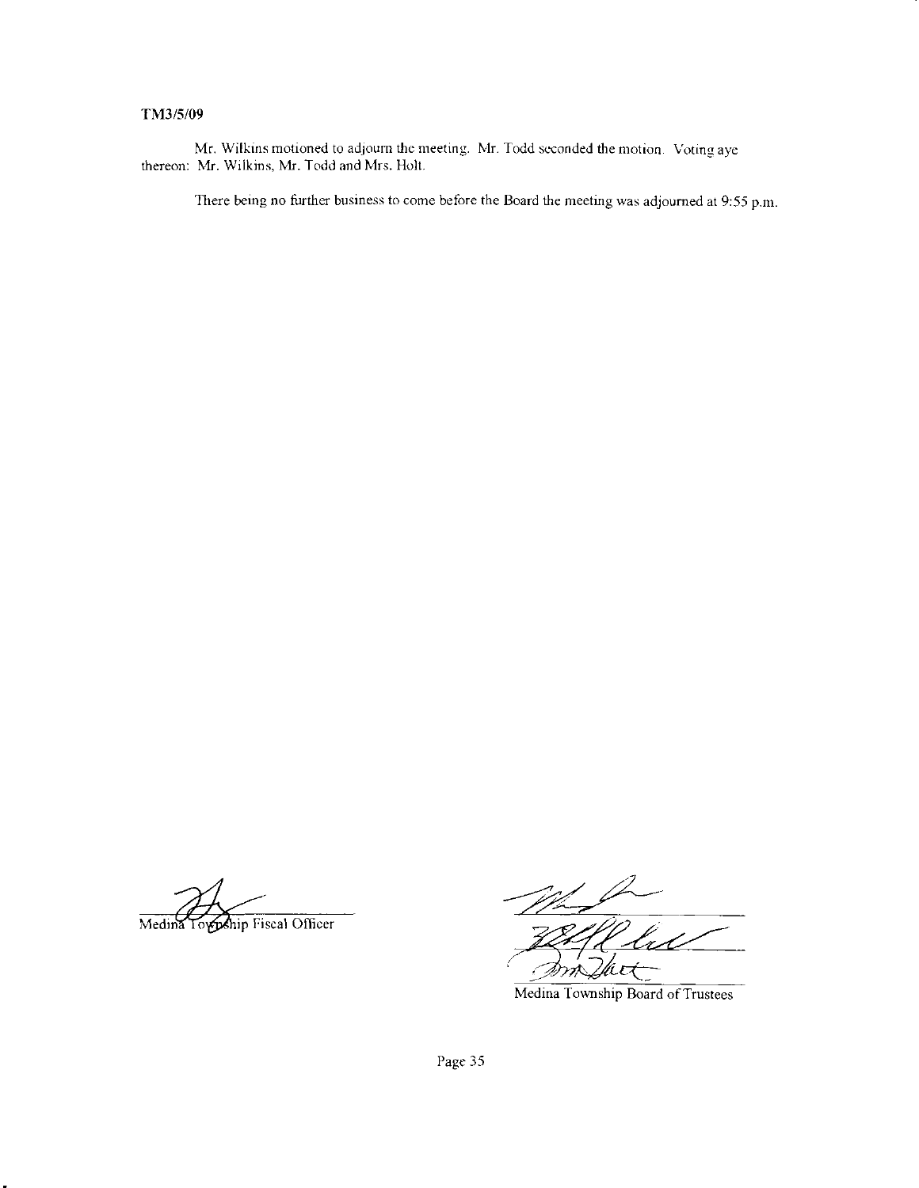TM3/5/09

Mr. Wilkins motioned to adjourn the meeting. Mr. Todd seconded the motion. Voting aye thereon: Mr. Wilkins, Mr. Todd and Mrs. Holt.

There being no further business to come before the Board the meeting was adjourned at 9:55 p.m.

Medina Township Fiscal Officer

Medina Township Board of Trustees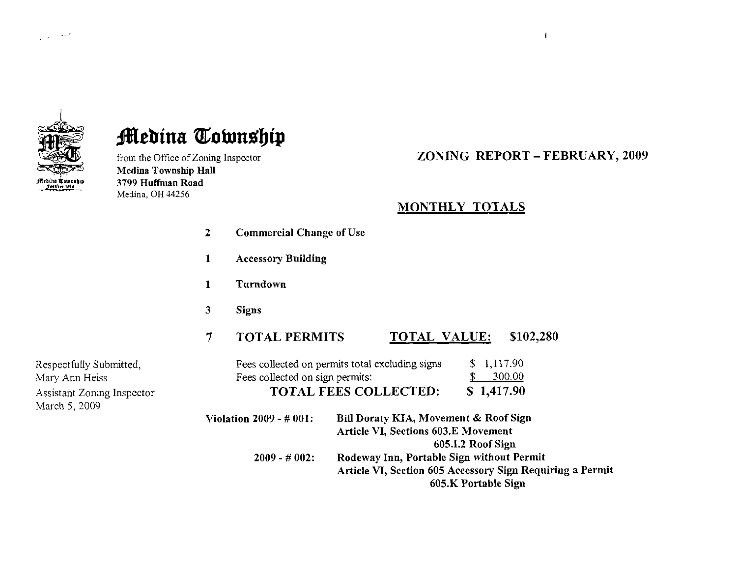# Medina Township

from the Office of Zoning Inspector
**Medina Township Hall**
**3799 Huffman Road**
Medina, OH 44256

## ZONING REPORT – FEBRUARY, 2009

### MONTHLY TOTALS

**2** **Commercial Change of Use**

**1** **Accessory Building**

**1** **Turndown**

**3** **Signs**

**7** **TOTAL PERMITS** **TOTAL VALUE:** **$102,280**

| | |
|---|---|
| Fees collected on permits total excluding signs | $ 1,117.90 |
| Fees collected on sign permits: | $ 300.00 |
| **TOTAL FEES COLLECTED:** | **$ 1,417.90** |

Respectfully Submitted,
Mary Ann Heiss
Assistant Zoning Inspector
March 5, 2009

**Violation 2009 - # 001:** **Bill Doraty KIA, Movement & Roof Sign**
**Article VI, Sections 603.E Movement**
**605.I.2 Roof Sign**

**2009 - # 002:** **Rodeway Inn, Portable Sign without Permit**
**Article VI, Section 605 Accessory Sign Requiring a Permit**
**605.K Portable Sign**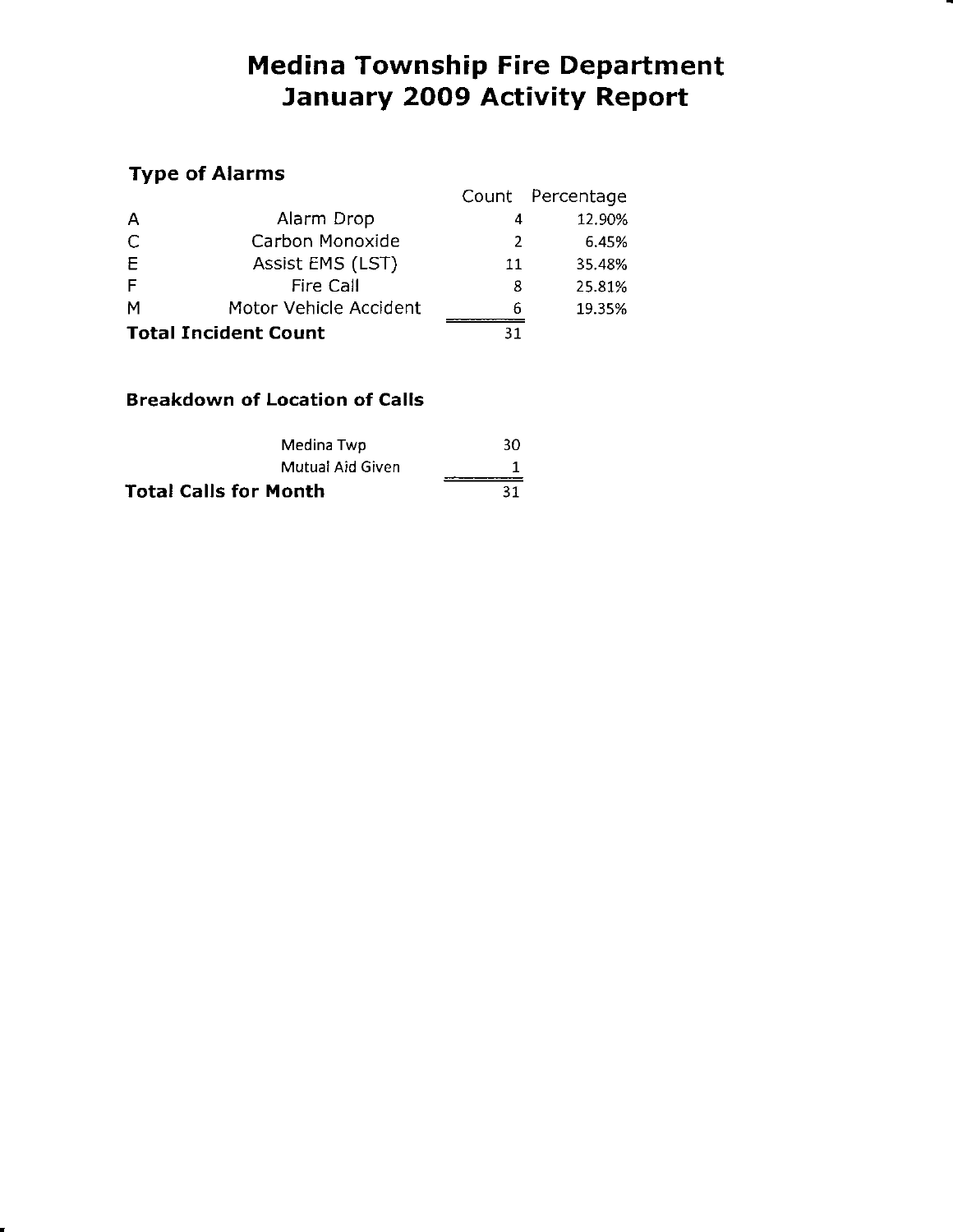# Medina Township Fire Department
# January 2009 Activity Report

## Type of Alarms

| | | Count | Percentage |
|---|---|---|---|
| A | Alarm Drop | 4 | 12.90% |
| C | Carbon Monoxide | 2 | 6.45% |
| E | Assist EMS (LST) | 11 | 35.48% |
| F | Fire Call | 8 | 25.81% |
| M | Motor Vehicle Accident | 6 | 19.35% |
| **Total Incident Count** | | 31 | |

## Breakdown of Location of Calls

| | |
|---|---|
| Medina Twp | 30 |
| Mutual Aid Given | 1 |
| **Total Calls for Month** | 31 |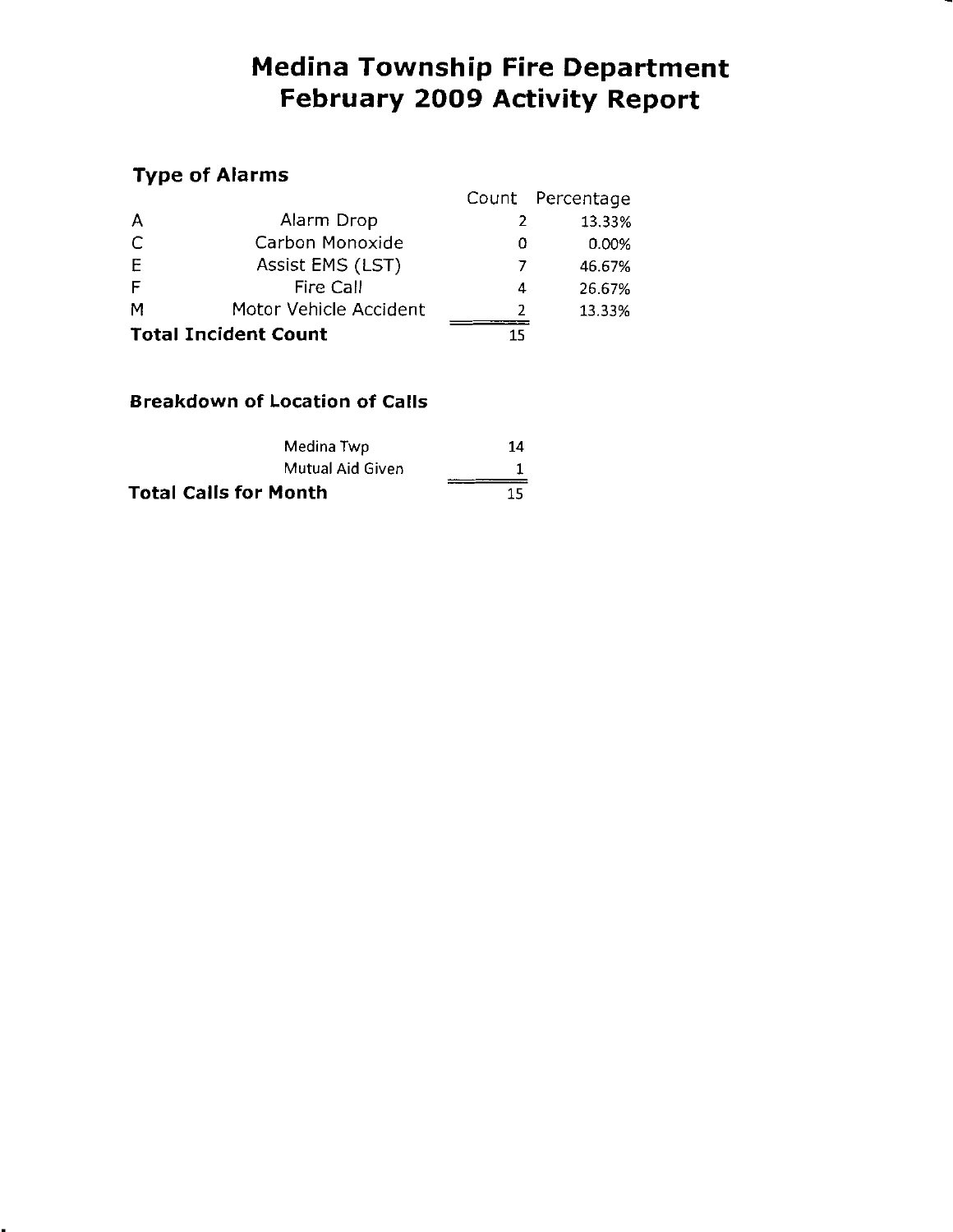# Medina Township Fire Department
# February 2009 Activity Report

## Type of Alarms

| | | Count | Percentage |
|---|---|---|---|
| A | Alarm Drop | 2 | 13.33% |
| C | Carbon Monoxide | 0 | 0.00% |
| E | Assist EMS (LST) | 7 | 46.67% |
| F | Fire Call | 4 | 26.67% |
| M | Motor Vehicle Accident | 2 | 13.33% |
| **Total Incident Count** | | 15 | |

## Breakdown of Location of Calls

| | |
|---|---|
| Medina Twp | 14 |
| Mutual Aid Given | 1 |
| **Total Calls for Month** | 15 |